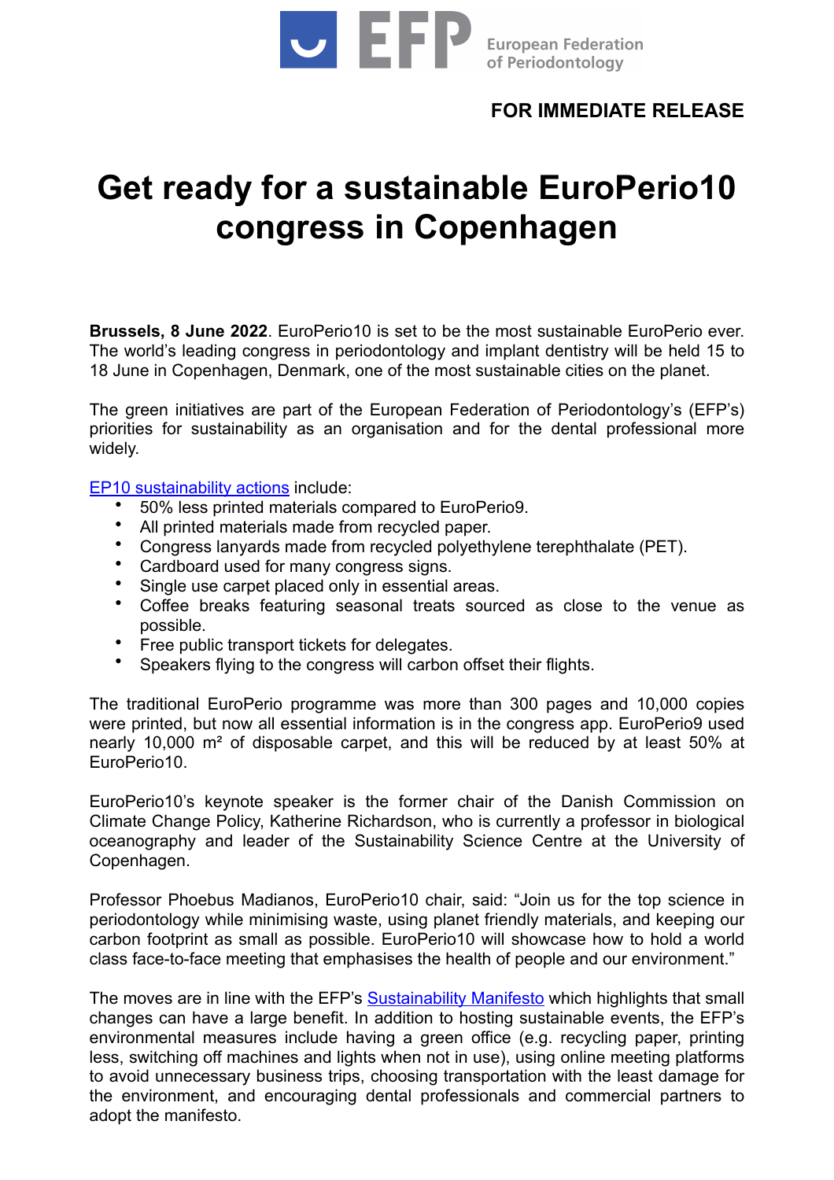European Federation of Periodontology

**FOR IMMEDIATE RELEASE**

# Get ready for a sustainable EuroPerio10 congress in Copenhagen

**Brussels, 8 June 2022**. EuroPerio10 is set to be the most sustainable EuroPerio ever. The world's leading congress in periodontology and implant dentistry will be held 15 to 18 June in Copenhagen, Denmark, one of the most sustainable cities on the planet.

The green initiatives are part of the European Federation of Periodontology's (EFP's) priorities for sustainability as an organisation and for the dental professional more widely.

EP10 sustainability actions include:

- 50% less printed materials compared to EuroPerio9.
- All printed materials made from recycled paper.
- Congress lanyards made from recycled polyethylene terephthalate (PET).
- Cardboard used for many congress signs.
- Single use carpet placed only in essential areas.
- Coffee breaks featuring seasonal treats sourced as close to the venue as possible.
- Free public transport tickets for delegates.
- Speakers flying to the congress will carbon offset their flights.

The traditional EuroPerio programme was more than 300 pages and 10,000 copies were printed, but now all essential information is in the congress app. EuroPerio9 used nearly 10,000 m² of disposable carpet, and this will be reduced by at least 50% at EuroPerio10.

EuroPerio10's keynote speaker is the former chair of the Danish Commission on Climate Change Policy, Katherine Richardson, who is currently a professor in biological oceanography and leader of the Sustainability Science Centre at the University of Copenhagen.

Professor Phoebus Madianos, EuroPerio10 chair, said: "Join us for the top science in periodontology while minimising waste, using planet friendly materials, and keeping our carbon footprint as small as possible. EuroPerio10 will showcase how to hold a world class face-to-face meeting that emphasises the health of people and our environment."

The moves are in line with the EFP's Sustainability Manifesto which highlights that small changes can have a large benefit. In addition to hosting sustainable events, the EFP's environmental measures include having a green office (e.g. recycling paper, printing less, switching off machines and lights when not in use), using online meeting platforms to avoid unnecessary business trips, choosing transportation with the least damage for the environment, and encouraging dental professionals and commercial partners to adopt the manifesto.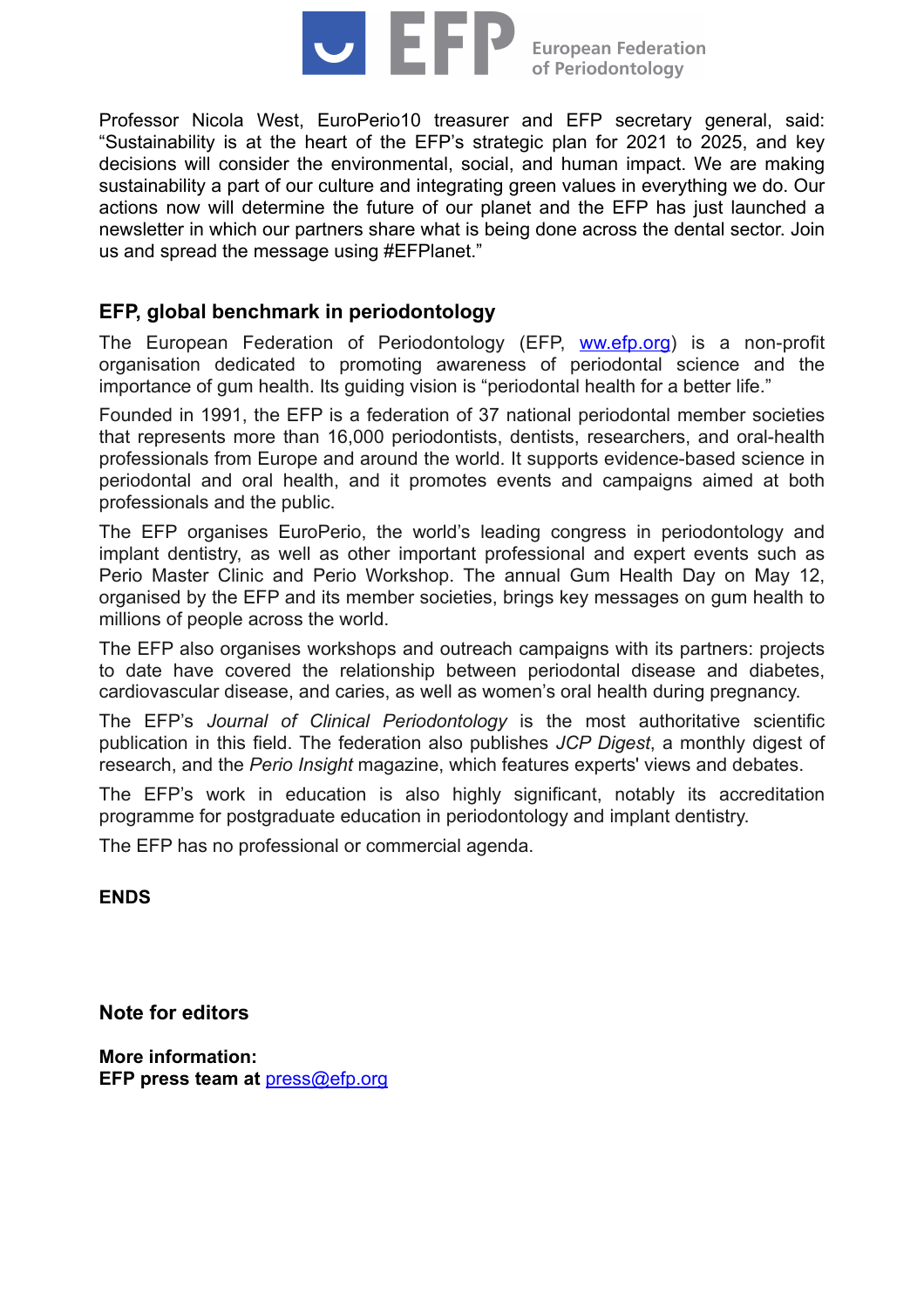Professor Nicola West, EuroPerio10 treasurer and EFP secretary general, said: "Sustainability is at the heart of the EFP's strategic plan for 2021 to 2025, and key decisions will consider the environmental, social, and human impact. We are making sustainability a part of our culture and integrating green values in everything we do. Our actions now will determine the future of our planet and the EFP has just launched a newsletter in which our partners share what is being done across the dental sector. Join us and spread the message using #EFPlanet."

## EFP, global benchmark in periodontology

The European Federation of Periodontology (EFP, ww.efp.org) is a non-profit organisation dedicated to promoting awareness of periodontal science and the importance of gum health. Its guiding vision is "periodontal health for a better life."

Founded in 1991, the EFP is a federation of 37 national periodontal member societies that represents more than 16,000 periodontists, dentists, researchers, and oral-health professionals from Europe and around the world. It supports evidence-based science in periodontal and oral health, and it promotes events and campaigns aimed at both professionals and the public.

The EFP organises EuroPerio, the world's leading congress in periodontology and implant dentistry, as well as other important professional and expert events such as Perio Master Clinic and Perio Workshop. The annual Gum Health Day on May 12, organised by the EFP and its member societies, brings key messages on gum health to millions of people across the world.

The EFP also organises workshops and outreach campaigns with its partners: projects to date have covered the relationship between periodontal disease and diabetes, cardiovascular disease, and caries, as well as women's oral health during pregnancy.

The EFP's *Journal of Clinical Periodontology* is the most authoritative scientific publication in this field. The federation also publishes *JCP Digest*, a monthly digest of research, and the *Perio Insight* magazine, which features experts' views and debates.

The EFP's work in education is also highly significant, notably its accreditation programme for postgraduate education in periodontology and implant dentistry.

The EFP has no professional or commercial agenda.

**ENDS**

## Note for editors

**More information:**
**EFP press team at** press@efp.org